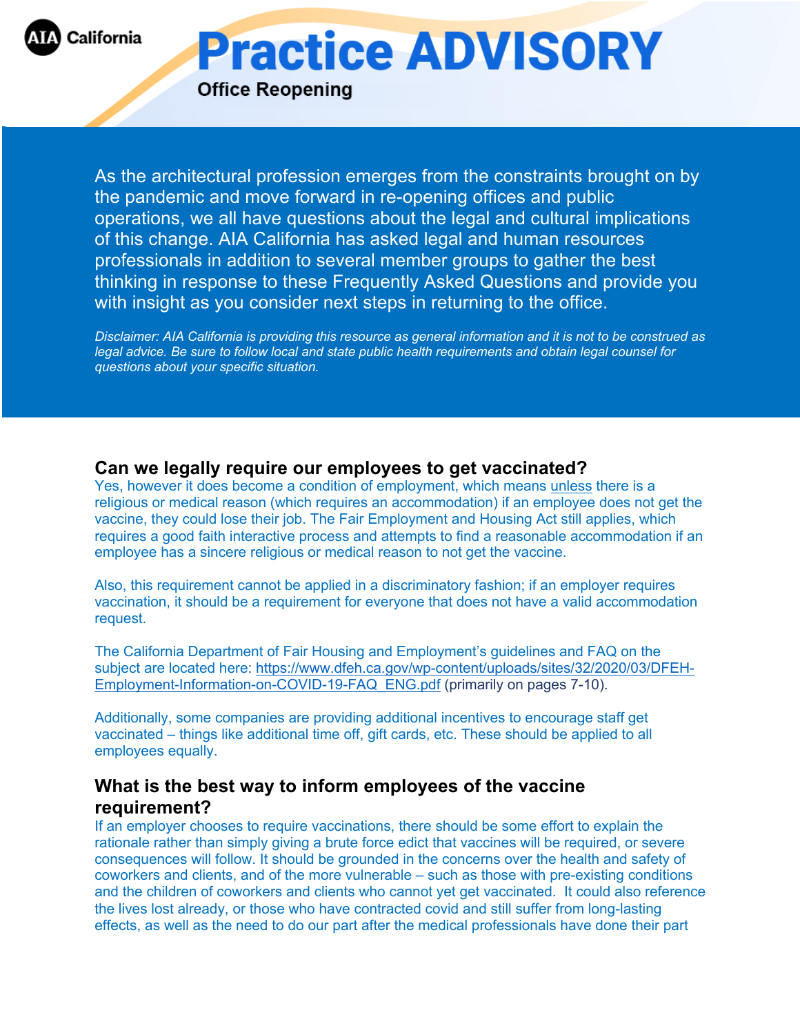AIA California

# Practice ADVISORY

## Office Reopening

As the architectural profession emerges from the constraints brought on by the pandemic and move forward in re-opening offices and public operations, we all have questions about the legal and cultural implications of this change. AIA California has asked legal and human resources professionals in addition to several member groups to gather the best thinking in response to these Frequently Asked Questions and provide you with insight as you consider next steps in returning to the office.

*Disclaimer: AIA California is providing this resource as general information and it is not to be construed as legal advice. Be sure to follow local and state public health requirements and obtain legal counsel for questions about your specific situation.*

### Can we legally require our employees to get vaccinated?

Yes, however it does become a condition of employment, which means unless there is a religious or medical reason (which requires an accommodation) if an employee does not get the vaccine, they could lose their job. The Fair Employment and Housing Act still applies, which requires a good faith interactive process and attempts to find a reasonable accommodation if an employee has a sincere religious or medical reason to not get the vaccine.

Also, this requirement cannot be applied in a discriminatory fashion; if an employer requires vaccination, it should be a requirement for everyone that does not have a valid accommodation request.

The California Department of Fair Housing and Employment's guidelines and FAQ on the subject are located here: https://www.dfeh.ca.gov/wp-content/uploads/sites/32/2020/03/DFEH-Employment-Information-on-COVID-19-FAQ_ENG.pdf (primarily on pages 7-10).

Additionally, some companies are providing additional incentives to encourage staff get vaccinated – things like additional time off, gift cards, etc. These should be applied to all employees equally.

### What is the best way to inform employees of the vaccine requirement?

If an employer chooses to require vaccinations, there should be some effort to explain the rationale rather than simply giving a brute force edict that vaccines will be required, or severe consequences will follow. It should be grounded in the concerns over the health and safety of coworkers and clients, and of the more vulnerable – such as those with pre-existing conditions and the children of coworkers and clients who cannot yet get vaccinated. It could also reference the lives lost already, or those who have contracted covid and still suffer from long-lasting effects, as well as the need to do our part after the medical professionals have done their part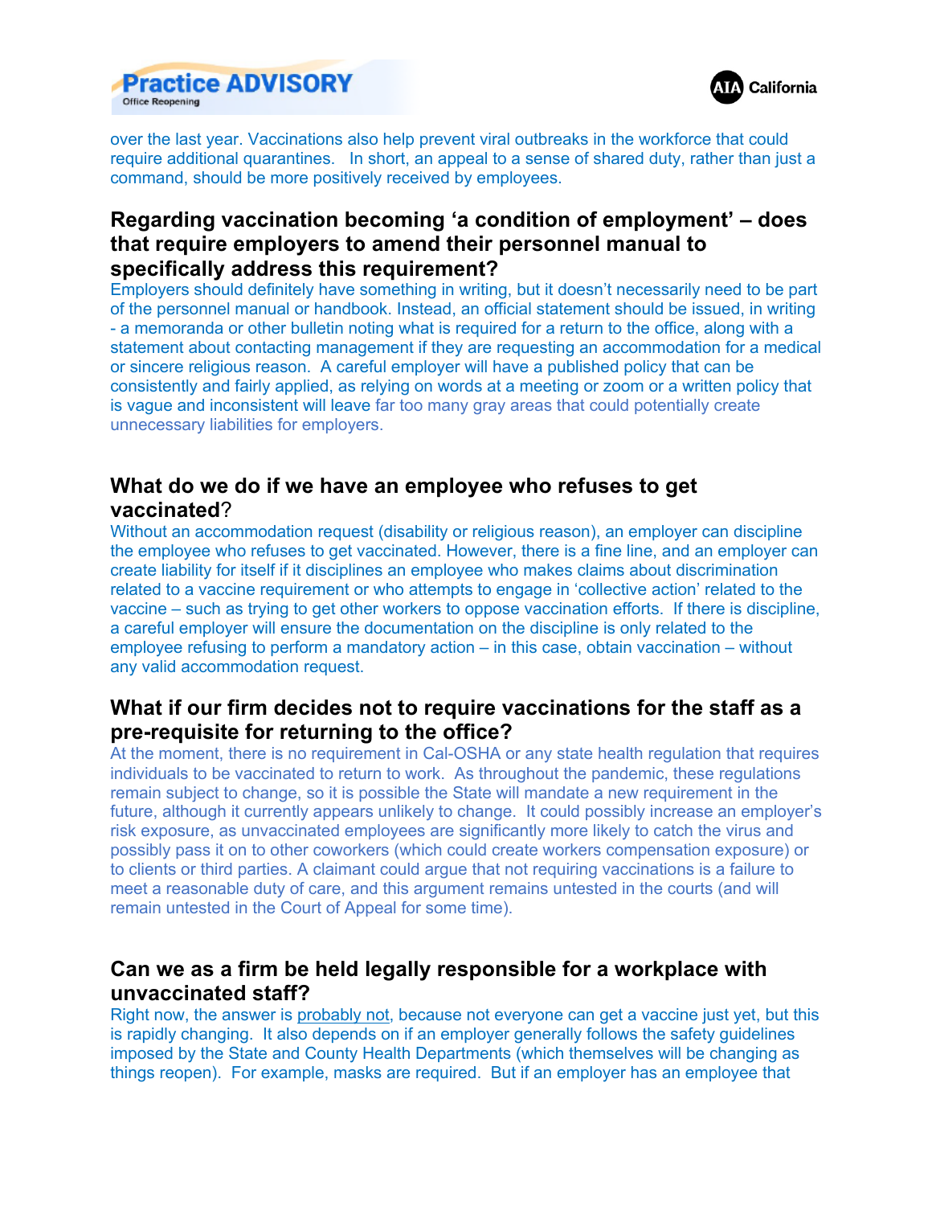over the last year. Vaccinations also help prevent viral outbreaks in the workforce that could require additional quarantines. In short, an appeal to a sense of shared duty, rather than just a command, should be more positively received by employees.

### Regarding vaccination becoming 'a condition of employment' – does that require employers to amend their personnel manual to specifically address this requirement?

Employers should definitely have something in writing, but it doesn't necessarily need to be part of the personnel manual or handbook. Instead, an official statement should be issued, in writing - a memoranda or other bulletin noting what is required for a return to the office, along with a statement about contacting management if they are requesting an accommodation for a medical or sincere religious reason. A careful employer will have a published policy that can be consistently and fairly applied, as relying on words at a meeting or zoom or a written policy that is vague and inconsistent will leave far too many gray areas that could potentially create unnecessary liabilities for employers.

### What do we do if we have an employee who refuses to get vaccinated?

Without an accommodation request (disability or religious reason), an employer can discipline the employee who refuses to get vaccinated. However, there is a fine line, and an employer can create liability for itself if it disciplines an employee who makes claims about discrimination related to a vaccine requirement or who attempts to engage in 'collective action' related to the vaccine – such as trying to get other workers to oppose vaccination efforts. If there is discipline, a careful employer will ensure the documentation on the discipline is only related to the employee refusing to perform a mandatory action – in this case, obtain vaccination – without any valid accommodation request.

### What if our firm decides not to require vaccinations for the staff as a pre-requisite for returning to the office?

At the moment, there is no requirement in Cal-OSHA or any state health regulation that requires individuals to be vaccinated to return to work. As throughout the pandemic, these regulations remain subject to change, so it is possible the State will mandate a new requirement in the future, although it currently appears unlikely to change. It could possibly increase an employer's risk exposure, as unvaccinated employees are significantly more likely to catch the virus and possibly pass it on to other coworkers (which could create workers compensation exposure) or to clients or third parties. A claimant could argue that not requiring vaccinations is a failure to meet a reasonable duty of care, and this argument remains untested in the courts (and will remain untested in the Court of Appeal for some time).

### Can we as a firm be held legally responsible for a workplace with unvaccinated staff?

Right now, the answer is probably not, because not everyone can get a vaccine just yet, but this is rapidly changing. It also depends on if an employer generally follows the safety guidelines imposed by the State and County Health Departments (which themselves will be changing as things reopen). For example, masks are required. But if an employer has an employee that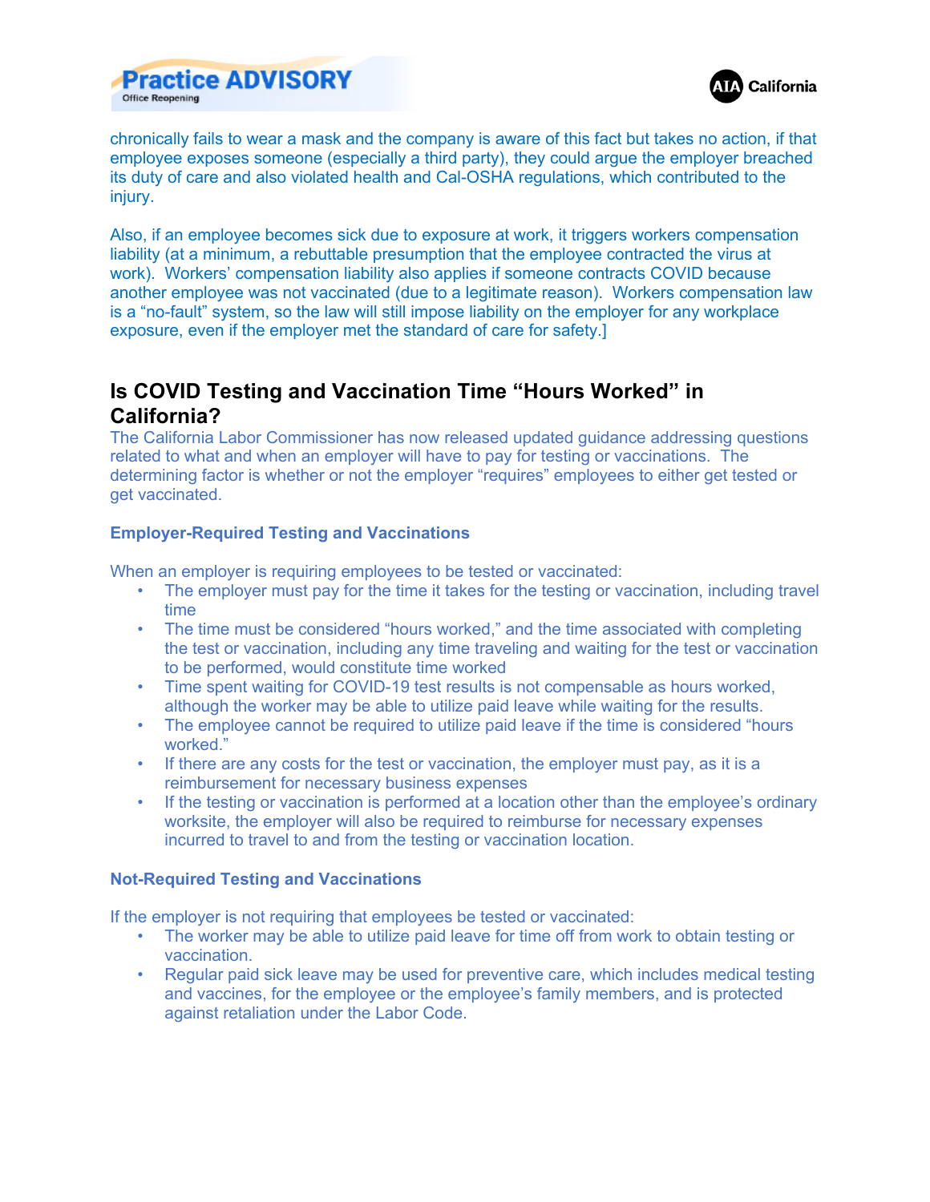chronically fails to wear a mask and the company is aware of this fact but takes no action, if that employee exposes someone (especially a third party), they could argue the employer breached its duty of care and also violated health and Cal-OSHA regulations, which contributed to the injury.

Also, if an employee becomes sick due to exposure at work, it triggers workers compensation liability (at a minimum, a rebuttable presumption that the employee contracted the virus at work). Workers' compensation liability also applies if someone contracts COVID because another employee was not vaccinated (due to a legitimate reason). Workers compensation law is a "no-fault" system, so the law will still impose liability on the employer for any workplace exposure, even if the employer met the standard of care for safety.]

## Is COVID Testing and Vaccination Time "Hours Worked" in California?

The California Labor Commissioner has now released updated guidance addressing questions related to what and when an employer will have to pay for testing or vaccinations. The determining factor is whether or not the employer "requires" employees to either get tested or get vaccinated.

### Employer-Required Testing and Vaccinations

When an employer is requiring employees to be tested or vaccinated:

- The employer must pay for the time it takes for the testing or vaccination, including travel time
- The time must be considered "hours worked," and the time associated with completing the test or vaccination, including any time traveling and waiting for the test or vaccination to be performed, would constitute time worked
- Time spent waiting for COVID-19 test results is not compensable as hours worked, although the worker may be able to utilize paid leave while waiting for the results.
- The employee cannot be required to utilize paid leave if the time is considered "hours worked."
- If there are any costs for the test or vaccination, the employer must pay, as it is a reimbursement for necessary business expenses
- If the testing or vaccination is performed at a location other than the employee's ordinary worksite, the employer will also be required to reimburse for necessary expenses incurred to travel to and from the testing or vaccination location.

### Not-Required Testing and Vaccinations

If the employer is not requiring that employees be tested or vaccinated:

- The worker may be able to utilize paid leave for time off from work to obtain testing or vaccination.
- Regular paid sick leave may be used for preventive care, which includes medical testing and vaccines, for the employee or the employee's family members, and is protected against retaliation under the Labor Code.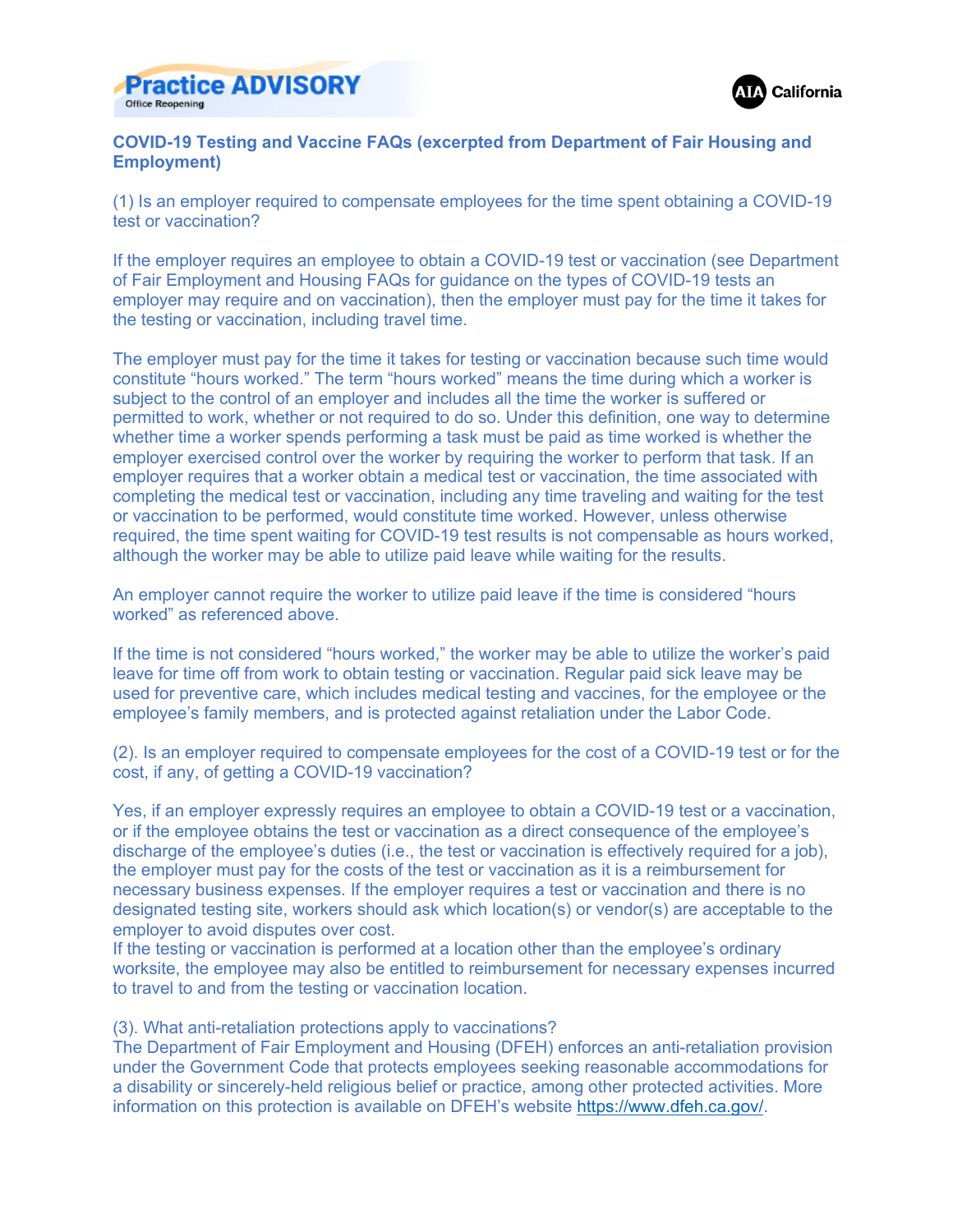## COVID-19 Testing and Vaccine FAQs (excerpted from Department of Fair Housing and Employment)

(1) Is an employer required to compensate employees for the time spent obtaining a COVID-19 test or vaccination?

If the employer requires an employee to obtain a COVID-19 test or vaccination (see Department of Fair Employment and Housing FAQs for guidance on the types of COVID-19 tests an employer may require and on vaccination), then the employer must pay for the time it takes for the testing or vaccination, including travel time.

The employer must pay for the time it takes for testing or vaccination because such time would constitute "hours worked." The term "hours worked" means the time during which a worker is subject to the control of an employer and includes all the time the worker is suffered or permitted to work, whether or not required to do so. Under this definition, one way to determine whether time a worker spends performing a task must be paid as time worked is whether the employer exercised control over the worker by requiring the worker to perform that task. If an employer requires that a worker obtain a medical test or vaccination, the time associated with completing the medical test or vaccination, including any time traveling and waiting for the test or vaccination to be performed, would constitute time worked. However, unless otherwise required, the time spent waiting for COVID-19 test results is not compensable as hours worked, although the worker may be able to utilize paid leave while waiting for the results.

An employer cannot require the worker to utilize paid leave if the time is considered "hours worked" as referenced above.

If the time is not considered "hours worked," the worker may be able to utilize the worker's paid leave for time off from work to obtain testing or vaccination. Regular paid sick leave may be used for preventive care, which includes medical testing and vaccines, for the employee or the employee's family members, and is protected against retaliation under the Labor Code.

(2). Is an employer required to compensate employees for the cost of a COVID-19 test or for the cost, if any, of getting a COVID-19 vaccination?

Yes, if an employer expressly requires an employee to obtain a COVID-19 test or a vaccination, or if the employee obtains the test or vaccination as a direct consequence of the employee's discharge of the employee's duties (i.e., the test or vaccination is effectively required for a job), the employer must pay for the costs of the test or vaccination as it is a reimbursement for necessary business expenses. If the employer requires a test or vaccination and there is no designated testing site, workers should ask which location(s) or vendor(s) are acceptable to the employer to avoid disputes over cost.
If the testing or vaccination is performed at a location other than the employee's ordinary worksite, the employee may also be entitled to reimbursement for necessary expenses incurred to travel to and from the testing or vaccination location.

(3). What anti-retaliation protections apply to vaccinations?
The Department of Fair Employment and Housing (DFEH) enforces an anti-retaliation provision under the Government Code that protects employees seeking reasonable accommodations for a disability or sincerely-held religious belief or practice, among other protected activities. More information on this protection is available on DFEH's website https://www.dfeh.ca.gov/.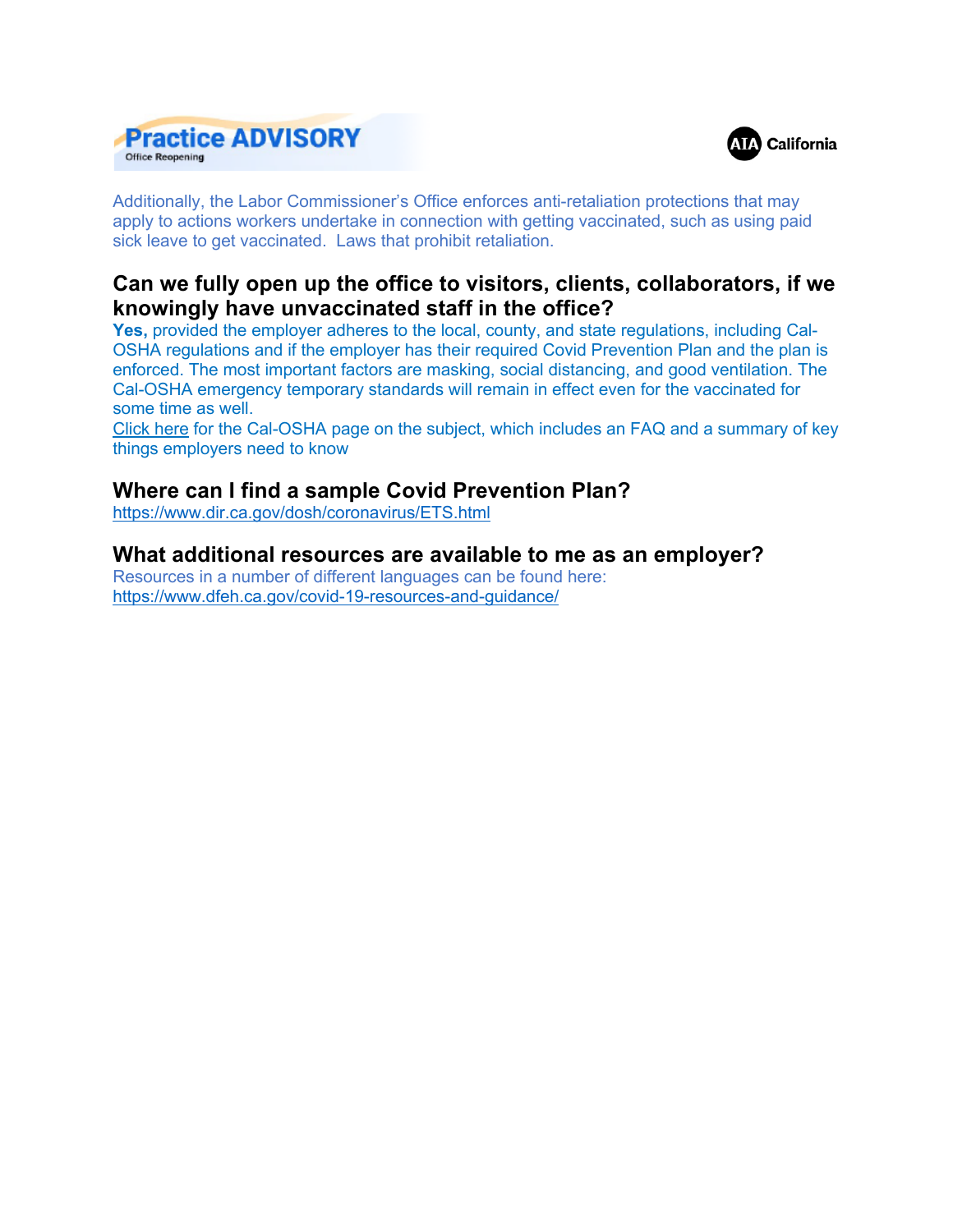Additionally, the Labor Commissioner's Office enforces anti-retaliation protections that may apply to actions workers undertake in connection with getting vaccinated, such as using paid sick leave to get vaccinated. Laws that prohibit retaliation.

## Can we fully open up the office to visitors, clients, collaborators, if we knowingly have unvaccinated staff in the office?

**Yes,** provided the employer adheres to the local, county, and state regulations, including Cal-OSHA regulations and if the employer has their required Covid Prevention Plan and the plan is enforced. The most important factors are masking, social distancing, and good ventilation. The Cal-OSHA emergency temporary standards will remain in effect even for the vaccinated for some time as well.

Click here for the Cal-OSHA page on the subject, which includes an FAQ and a summary of key things employers need to know

## Where can I find a sample Covid Prevention Plan?

https://www.dir.ca.gov/dosh/coronavirus/ETS.html

## What additional resources are available to me as an employer?

Resources in a number of different languages can be found here:
https://www.dfeh.ca.gov/covid-19-resources-and-guidance/